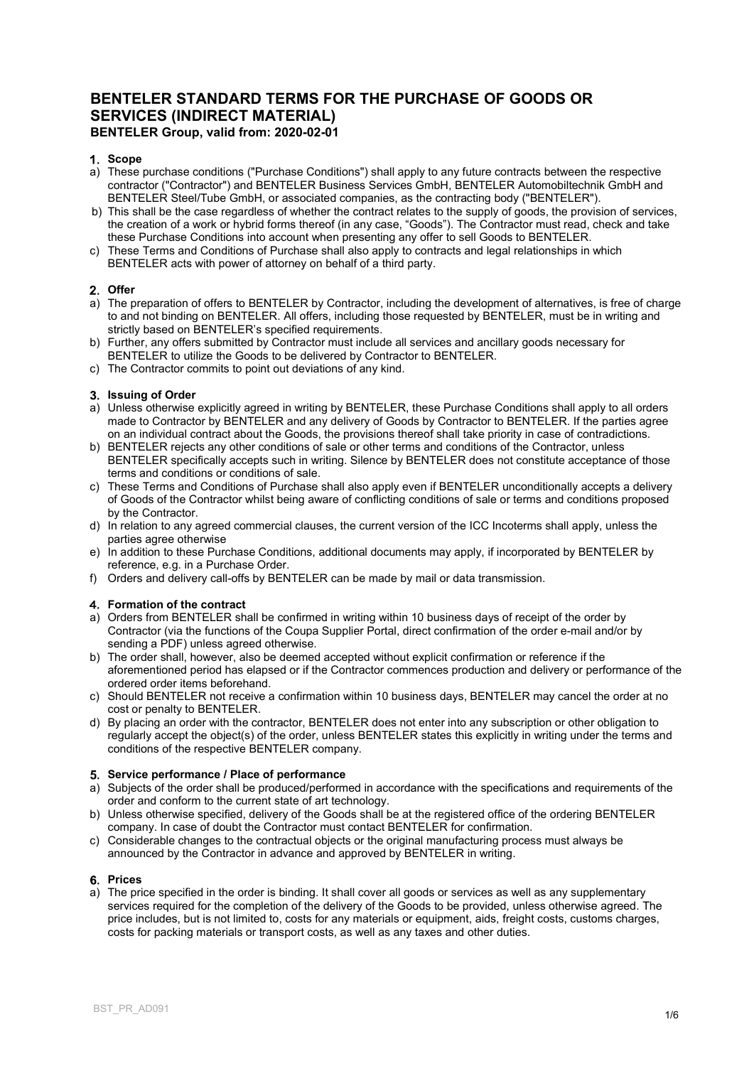# BENTELER STANDARD TERMS FOR THE PURCHASE OF GOODS OR SERVICES (INDIRECT MATERIAL)

**BENTELER Group, valid from: 2020-02-01**

## 1. Scope

a) These purchase conditions ("Purchase Conditions") shall apply to any future contracts between the respective contractor ("Contractor") and BENTELER Business Services GmbH, BENTELER Automobiltechnik GmbH and BENTELER Steel/Tube GmbH, or associated companies, as the contracting body ("BENTELER").

b) This shall be the case regardless of whether the contract relates to the supply of goods, the provision of services, the creation of a work or hybrid forms thereof (in any case, "Goods"). The Contractor must read, check and take these Purchase Conditions into account when presenting any offer to sell Goods to BENTELER.

c) These Terms and Conditions of Purchase shall also apply to contracts and legal relationships in which BENTELER acts with power of attorney on behalf of a third party.

## 2. Offer

a) The preparation of offers to BENTELER by Contractor, including the development of alternatives, is free of charge to and not binding on BENTELER. All offers, including those requested by BENTELER, must be in writing and strictly based on BENTELER's specified requirements.

b) Further, any offers submitted by Contractor must include all services and ancillary goods necessary for BENTELER to utilize the Goods to be delivered by Contractor to BENTELER.

c) The Contractor commits to point out deviations of any kind.

## 3. Issuing of Order

a) Unless otherwise explicitly agreed in writing by BENTELER, these Purchase Conditions shall apply to all orders made to Contractor by BENTELER and any delivery of Goods by Contractor to BENTELER. If the parties agree on an individual contract about the Goods, the provisions thereof shall take priority in case of contradictions.

b) BENTELER rejects any other conditions of sale or other terms and conditions of the Contractor, unless BENTELER specifically accepts such in writing. Silence by BENTELER does not constitute acceptance of those terms and conditions or conditions of sale.

c) These Terms and Conditions of Purchase shall also apply even if BENTELER unconditionally accepts a delivery of Goods of the Contractor whilst being aware of conflicting conditions of sale or terms and conditions proposed by the Contractor.

d) In relation to any agreed commercial clauses, the current version of the ICC Incoterms shall apply, unless the parties agree otherwise

e) In addition to these Purchase Conditions, additional documents may apply, if incorporated by BENTELER by reference, e.g. in a Purchase Order.

f) Orders and delivery call-offs by BENTELER can be made by mail or data transmission.

## 4. Formation of the contract

a) Orders from BENTELER shall be confirmed in writing within 10 business days of receipt of the order by Contractor (via the functions of the Coupa Supplier Portal, direct confirmation of the order e-mail and/or by sending a PDF) unless agreed otherwise.

b) The order shall, however, also be deemed accepted without explicit confirmation or reference if the aforementioned period has elapsed or if the Contractor commences production and delivery or performance of the ordered order items beforehand.

c) Should BENTELER not receive a confirmation within 10 business days, BENTELER may cancel the order at no cost or penalty to BENTELER.

d) By placing an order with the contractor, BENTELER does not enter into any subscription or other obligation to regularly accept the object(s) of the order, unless BENTELER states this explicitly in writing under the terms and conditions of the respective BENTELER company.

## 5. Service performance / Place of performance

a) Subjects of the order shall be produced/performed in accordance with the specifications and requirements of the order and conform to the current state of art technology.

b) Unless otherwise specified, delivery of the Goods shall be at the registered office of the ordering BENTELER company. In case of doubt the Contractor must contact BENTELER for confirmation.

c) Considerable changes to the contractual objects or the original manufacturing process must always be announced by the Contractor in advance and approved by BENTELER in writing.

## 6. Prices

a) The price specified in the order is binding. It shall cover all goods or services as well as any supplementary services required for the completion of the delivery of the Goods to be provided, unless otherwise agreed. The price includes, but is not limited to, costs for any materials or equipment, aids, freight costs, customs charges, costs for packing materials or transport costs, as well as any taxes and other duties.

BST_PR_AD091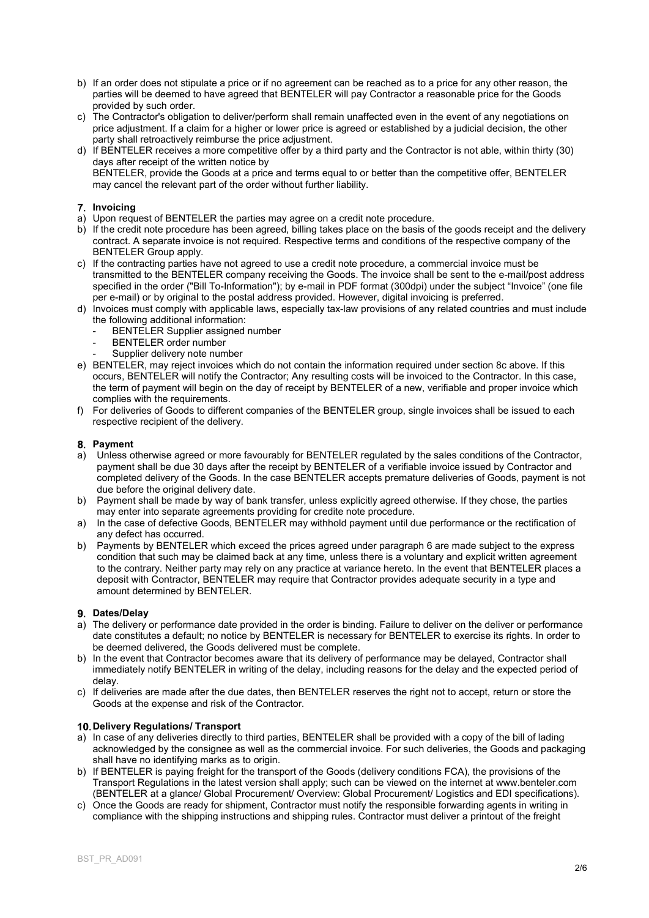b) If an order does not stipulate a price or if no agreement can be reached as to a price for any other reason, the parties will be deemed to have agreed that BENTELER will pay Contractor a reasonable price for the Goods provided by such order.
c) The Contractor's obligation to deliver/perform shall remain unaffected even in the event of any negotiations on price adjustment. If a claim for a higher or lower price is agreed or established by a judicial decision, the other party shall retroactively reimburse the price adjustment.
d) If BENTELER receives a more competitive offer by a third party and the Contractor is not able, within thirty (30) days after receipt of the written notice by BENTELER, provide the Goods at a price and terms equal to or better than the competitive offer, BENTELER may cancel the relevant part of the order without further liability.

## 7. Invoicing

a) Upon request of BENTELER the parties may agree on a credit note procedure.
b) If the credit note procedure has been agreed, billing takes place on the basis of the goods receipt and the delivery contract. A separate invoice is not required. Respective terms and conditions of the respective company of the BENTELER Group apply.
c) If the contracting parties have not agreed to use a credit note procedure, a commercial invoice must be transmitted to the BENTELER company receiving the Goods. The invoice shall be sent to the e-mail/post address specified in the order ("Bill To-Information"); by e-mail in PDF format (300dpi) under the subject "Invoice" (one file per e-mail) or by original to the postal address provided. However, digital invoicing is preferred.
d) Invoices must comply with applicable laws, especially tax-law provisions of any related countries and must include the following additional information:
   - BENTELER Supplier assigned number
   - BENTELER order number
   - Supplier delivery note number
e) BENTELER, may reject invoices which do not contain the information required under section 8c above. If this occurs, BENTELER will notify the Contractor; Any resulting costs will be invoiced to the Contractor. In this case, the term of payment will begin on the day of receipt by BENTELER of a new, verifiable and proper invoice which complies with the requirements.
f) For deliveries of Goods to different companies of the BENTELER group, single invoices shall be issued to each respective recipient of the delivery.

## 8. Payment

a) Unless otherwise agreed or more favourably for BENTELER regulated by the sales conditions of the Contractor, payment shall be due 30 days after the receipt by BENTELER of a verifiable invoice issued by Contractor and completed delivery of the Goods. In the case BENTELER accepts premature deliveries of Goods, payment is not due before the original delivery date.
b) Payment shall be made by way of bank transfer, unless explicitly agreed otherwise. If they chose, the parties may enter into separate agreements providing for credite note procedure.
a) In the case of defective Goods, BENTELER may withhold payment until due performance or the rectification of any defect has occurred.
b) Payments by BENTELER which exceed the prices agreed under paragraph 6 are made subject to the express condition that such may be claimed back at any time, unless there is a voluntary and explicit written agreement to the contrary. Neither party may rely on any practice at variance hereto. In the event that BENTELER places a deposit with Contractor, BENTELER may require that Contractor provides adequate security in a type and amount determined by BENTELER.

## 9. Dates/Delay

a) The delivery or performance date provided in the order is binding. Failure to deliver on the deliver or performance date constitutes a default; no notice by BENTELER is necessary for BENTELER to exercise its rights. In order to be deemed delivered, the Goods delivered must be complete.
b) In the event that Contractor becomes aware that its delivery of performance may be delayed, Contractor shall immediately notify BENTELER in writing of the delay, including reasons for the delay and the expected period of delay.
c) If deliveries are made after the due dates, then BENTELER reserves the right not to accept, return or store the Goods at the expense and risk of the Contractor.

## 10. Delivery Regulations/ Transport

a) In case of any deliveries directly to third parties, BENTELER shall be provided with a copy of the bill of lading acknowledged by the consignee as well as the commercial invoice. For such deliveries, the Goods and packaging shall have no identifying marks as to origin.
b) If BENTELER is paying freight for the transport of the Goods (delivery conditions FCA), the provisions of the Transport Regulations in the latest version shall apply; such can be viewed on the internet at www.benteler.com (BENTELER at a glance/ Global Procurement/ Overview: Global Procurement/ Logistics and EDI specifications).
c) Once the Goods are ready for shipment, Contractor must notify the responsible forwarding agents in writing in compliance with the shipping instructions and shipping rules. Contractor must deliver a printout of the freight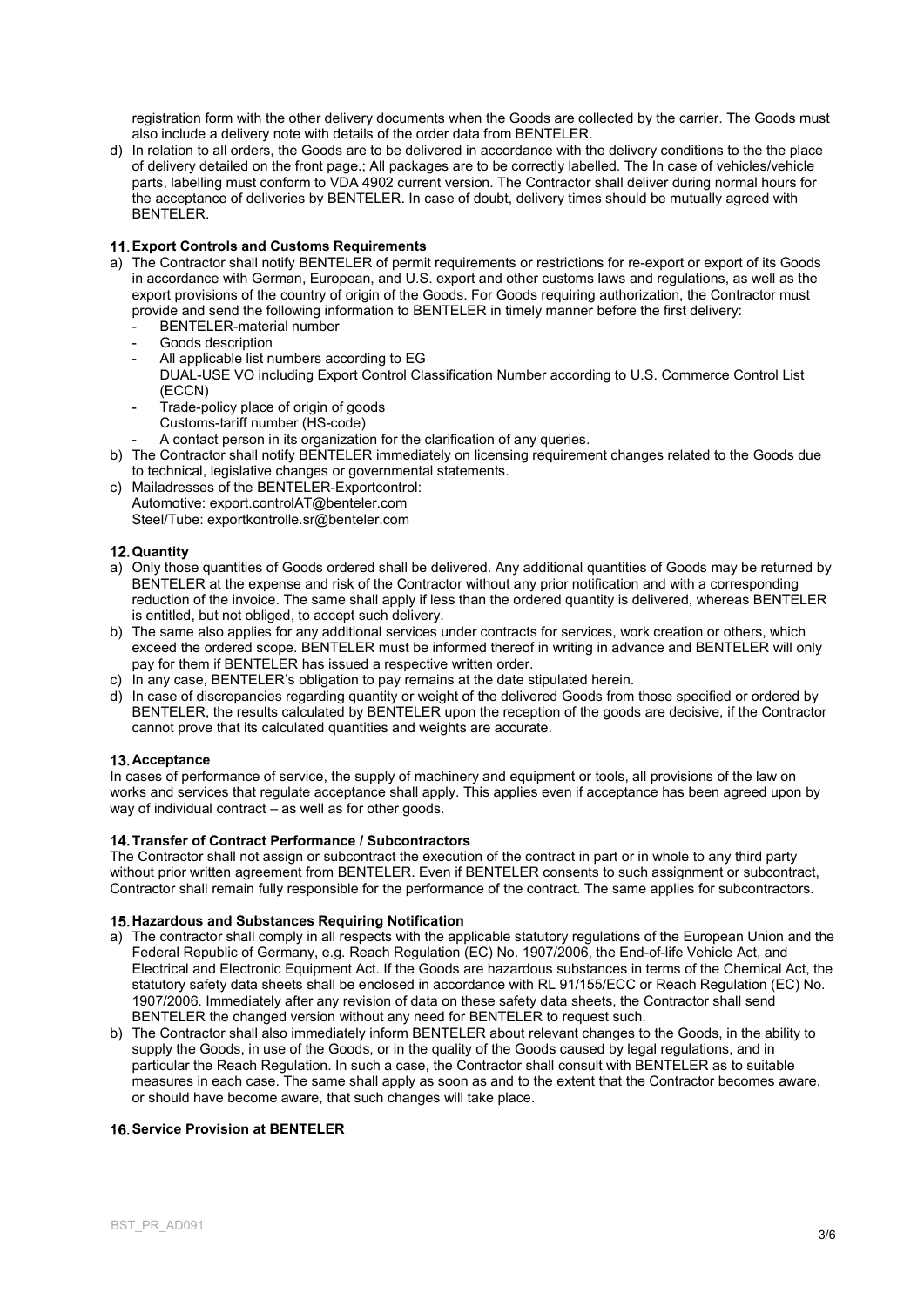registration form with the other delivery documents when the Goods are collected by the carrier. The Goods must also include a delivery note with details of the order data from BENTELER.

d) In relation to all orders, the Goods are to be delivered in accordance with the delivery conditions to the the place of delivery detailed on the front page.; All packages are to be correctly labelled. The In case of vehicles/vehicle parts, labelling must conform to VDA 4902 current version. The Contractor shall deliver during normal hours for the acceptance of deliveries by BENTELER. In case of doubt, delivery times should be mutually agreed with BENTELER.

## 11. Export Controls and Customs Requirements

a) The Contractor shall notify BENTELER of permit requirements or restrictions for re-export or export of its Goods in accordance with German, European, and U.S. export and other customs laws and regulations, as well as the export provisions of the country of origin of the Goods. For Goods requiring authorization, the Contractor must provide and send the following information to BENTELER in timely manner before the first delivery:
   - BENTELER-material number
   - Goods description
   - All applicable list numbers according to EG DUAL-USE VO including Export Control Classification Number according to U.S. Commerce Control List (ECCN)
   - Trade-policy place of origin of goods Customs-tariff number (HS-code)
   - A contact person in its organization for the clarification of any queries.

b) The Contractor shall notify BENTELER immediately on licensing requirement changes related to the Goods due to technical, legislative changes or governmental statements.

c) Mailadresses of the BENTELER-Exportcontrol:
   Automotive: export.controlAT@benteler.com
   Steel/Tube: exportkontrolle.sr@benteler.com

## 12. Quantity

a) Only those quantities of Goods ordered shall be delivered. Any additional quantities of Goods may be returned by BENTELER at the expense and risk of the Contractor without any prior notification and with a corresponding reduction of the invoice. The same shall apply if less than the ordered quantity is delivered, whereas BENTELER is entitled, but not obliged, to accept such delivery.

b) The same also applies for any additional services under contracts for services, work creation or others, which exceed the ordered scope. BENTELER must be informed thereof in writing in advance and BENTELER will only pay for them if BENTELER has issued a respective written order.

c) In any case, BENTELER's obligation to pay remains at the date stipulated herein.

d) In case of discrepancies regarding quantity or weight of the delivered Goods from those specified or ordered by BENTELER, the results calculated by BENTELER upon the reception of the goods are decisive, if the Contractor cannot prove that its calculated quantities and weights are accurate.

## 13. Acceptance

In cases of performance of service, the supply of machinery and equipment or tools, all provisions of the law on works and services that regulate acceptance shall apply. This applies even if acceptance has been agreed upon by way of individual contract – as well as for other goods.

## 14. Transfer of Contract Performance / Subcontractors

The Contractor shall not assign or subcontract the execution of the contract in part or in whole to any third party without prior written agreement from BENTELER. Even if BENTELER consents to such assignment or subcontract, Contractor shall remain fully responsible for the performance of the contract. The same applies for subcontractors.

## 15. Hazardous and Substances Requiring Notification

a) The contractor shall comply in all respects with the applicable statutory regulations of the European Union and the Federal Republic of Germany, e.g. Reach Regulation (EC) No. 1907/2006, the End-of-life Vehicle Act, and Electrical and Electronic Equipment Act. If the Goods are hazardous substances in terms of the Chemical Act, the statutory safety data sheets shall be enclosed in accordance with RL 91/155/ECC or Reach Regulation (EC) No. 1907/2006. Immediately after any revision of data on these safety data sheets, the Contractor shall send BENTELER the changed version without any need for BENTELER to request such.

b) The Contractor shall also immediately inform BENTELER about relevant changes to the Goods, in the ability to supply the Goods, in use of the Goods, or in the quality of the Goods caused by legal regulations, and in particular the Reach Regulation. In such a case, the Contractor shall consult with BENTELER as to suitable measures in each case. The same shall apply as soon as and to the extent that the Contractor becomes aware, or should have become aware, that such changes will take place.

## 16. Service Provision at BENTELER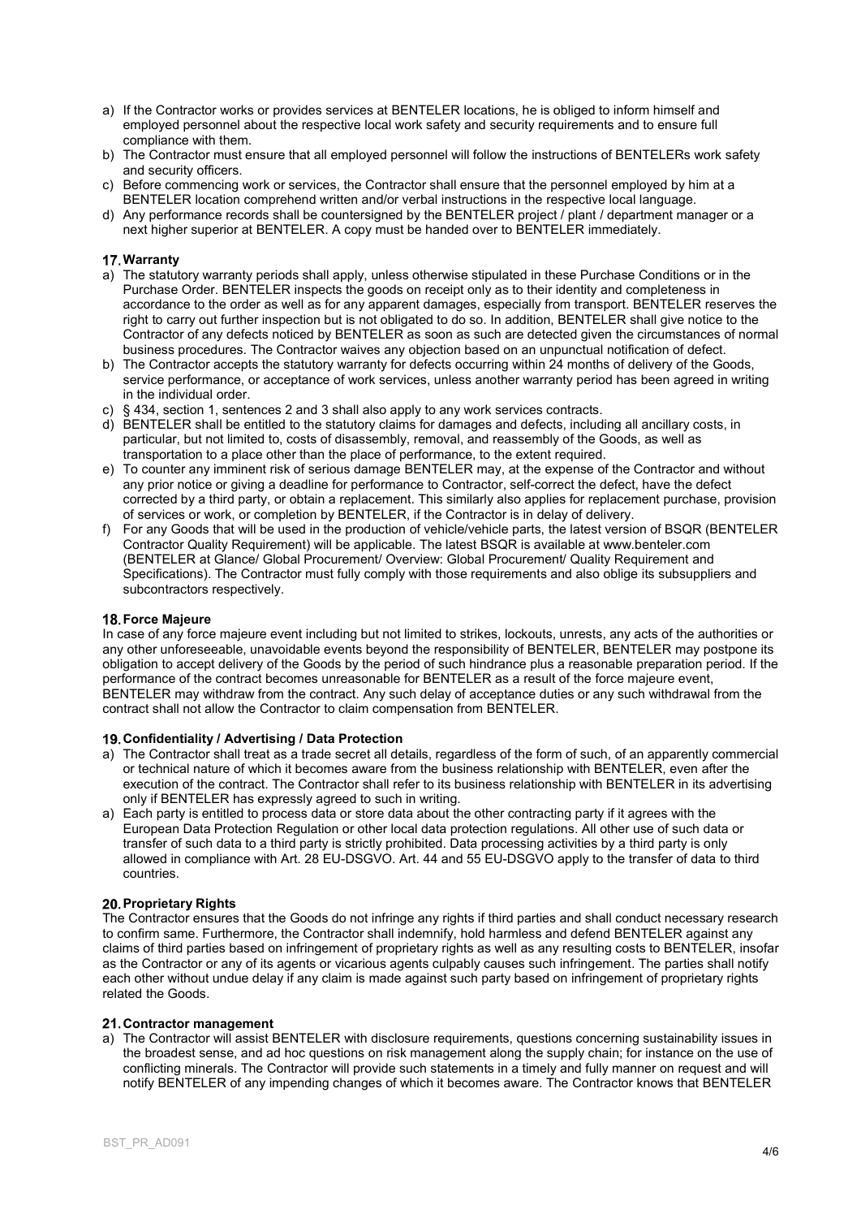a) If the Contractor works or provides services at BENTELER locations, he is obliged to inform himself and employed personnel about the respective local work safety and security requirements and to ensure full compliance with them.
b) The Contractor must ensure that all employed personnel will follow the instructions of BENTELERs work safety and security officers.
c) Before commencing work or services, the Contractor shall ensure that the personnel employed by him at a BENTELER location comprehend written and/or verbal instructions in the respective local language.
d) Any performance records shall be countersigned by the BENTELER project / plant / department manager or a next higher superior at BENTELER. A copy must be handed over to BENTELER immediately.

## 17. Warranty

a) The statutory warranty periods shall apply, unless otherwise stipulated in these Purchase Conditions or in the Purchase Order. BENTELER inspects the goods on receipt only as to their identity and completeness in accordance to the order as well as for any apparent damages, especially from transport. BENTELER reserves the right to carry out further inspection but is not obligated to do so. In addition, BENTELER shall give notice to the Contractor of any defects noticed by BENTELER as soon as such are detected given the circumstances of normal business procedures. The Contractor waives any objection based on an unpunctual notification of defect.
b) The Contractor accepts the statutory warranty for defects occurring within 24 months of delivery of the Goods, service performance, or acceptance of work services, unless another warranty period has been agreed in writing in the individual order.
c) § 434, section 1, sentences 2 and 3 shall also apply to any work services contracts.
d) BENTELER shall be entitled to the statutory claims for damages and defects, including all ancillary costs, in particular, but not limited to, costs of disassembly, removal, and reassembly of the Goods, as well as transportation to a place other than the place of performance, to the extent required.
e) To counter any imminent risk of serious damage BENTELER may, at the expense of the Contractor and without any prior notice or giving a deadline for performance to Contractor, self-correct the defect, have the defect corrected by a third party, or obtain a replacement. This similarly also applies for replacement purchase, provision of services or work, or completion by BENTELER, if the Contractor is in delay of delivery.
f) For any Goods that will be used in the production of vehicle/vehicle parts, the latest version of BSQR (BENTELER Contractor Quality Requirement) will be applicable. The latest BSQR is available at www.benteler.com (BENTELER at Glance/ Global Procurement/ Overview: Global Procurement/ Quality Requirement and Specifications). The Contractor must fully comply with those requirements and also oblige its subsuppliers and subcontractors respectively.

## 18. Force Majeure

In case of any force majeure event including but not limited to strikes, lockouts, unrests, any acts of the authorities or any other unforeseeable, unavoidable events beyond the responsibility of BENTELER, BENTELER may postpone its obligation to accept delivery of the Goods by the period of such hindrance plus a reasonable preparation period. If the performance of the contract becomes unreasonable for BENTELER as a result of the force majeure event, BENTELER may withdraw from the contract. Any such delay of acceptance duties or any such withdrawal from the contract shall not allow the Contractor to claim compensation from BENTELER.

## 19. Confidentiality / Advertising / Data Protection

a) The Contractor shall treat as a trade secret all details, regardless of the form of such, of an apparently commercial or technical nature of which it becomes aware from the business relationship with BENTELER, even after the execution of the contract. The Contractor shall refer to its business relationship with BENTELER in its advertising only if BENTELER has expressly agreed to such in writing.
a) Each party is entitled to process data or store data about the other contracting party if it agrees with the European Data Protection Regulation or other local data protection regulations. All other use of such data or transfer of such data to a third party is strictly prohibited. Data processing activities by a third party is only allowed in compliance with Art. 28 EU-DSGVO. Art. 44 and 55 EU-DSGVO apply to the transfer of data to third countries.

## 20. Proprietary Rights

The Contractor ensures that the Goods do not infringe any rights if third parties and shall conduct necessary research to confirm same. Furthermore, the Contractor shall indemnify, hold harmless and defend BENTELER against any claims of third parties based on infringement of proprietary rights as well as any resulting costs to BENTELER, insofar as the Contractor or any of its agents or vicarious agents culpably causes such infringement. The parties shall notify each other without undue delay if any claim is made against such party based on infringement of proprietary rights related the Goods.

## 21. Contractor management

a) The Contractor will assist BENTELER with disclosure requirements, questions concerning sustainability issues in the broadest sense, and ad hoc questions on risk management along the supply chain; for instance on the use of conflicting minerals. The Contractor will provide such statements in a timely and fully manner on request and will notify BENTELER of any impending changes of which it becomes aware. The Contractor knows that BENTELER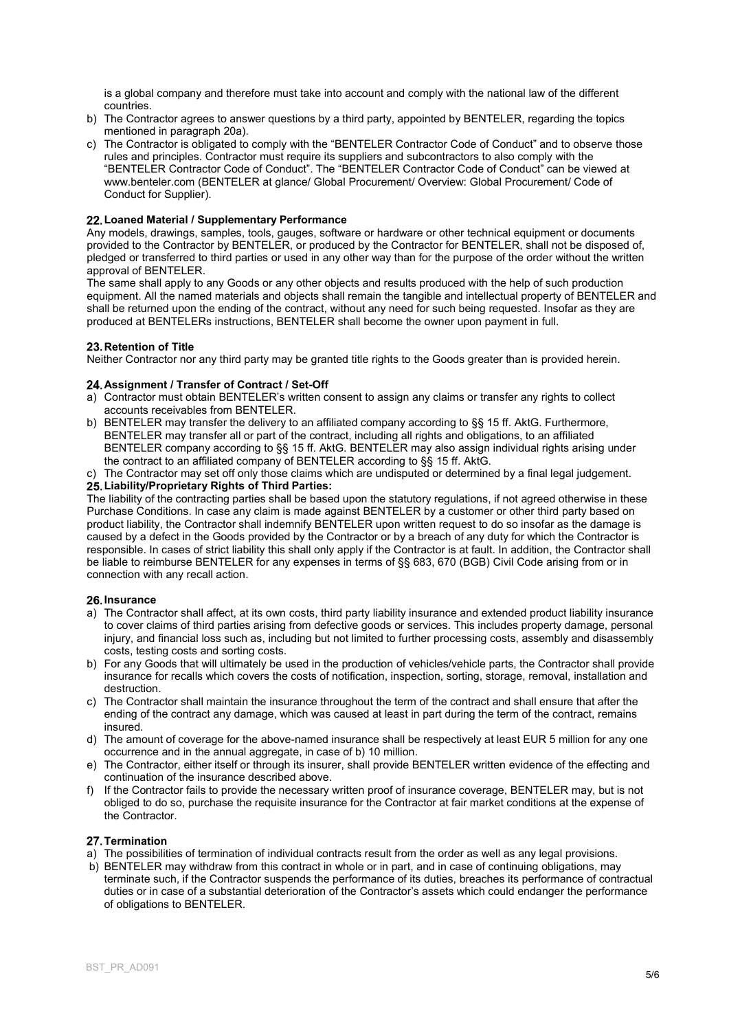is a global company and therefore must take into account and comply with the national law of the different countries.

b) The Contractor agrees to answer questions by a third party, appointed by BENTELER, regarding the topics mentioned in paragraph 20a).

c) The Contractor is obligated to comply with the "BENTELER Contractor Code of Conduct" and to observe those rules and principles. Contractor must require its suppliers and subcontractors to also comply with the "BENTELER Contractor Code of Conduct". The "BENTELER Contractor Code of Conduct" can be viewed at www.benteler.com (BENTELER at glance/ Global Procurement/ Overview: Global Procurement/ Code of Conduct for Supplier).

## 22. Loaned Material / Supplementary Performance

Any models, drawings, samples, tools, gauges, software or hardware or other technical equipment or documents provided to the Contractor by BENTELER, or produced by the Contractor for BENTELER, shall not be disposed of, pledged or transferred to third parties or used in any other way than for the purpose of the order without the written approval of BENTELER.

The same shall apply to any Goods or any other objects and results produced with the help of such production equipment. All the named materials and objects shall remain the tangible and intellectual property of BENTELER and shall be returned upon the ending of the contract, without any need for such being requested. Insofar as they are produced at BENTELERs instructions, BENTELER shall become the owner upon payment in full.

## 23. Retention of Title

Neither Contractor nor any third party may be granted title rights to the Goods greater than is provided herein.

## 24. Assignment / Transfer of Contract / Set-Off

a) Contractor must obtain BENTELER's written consent to assign any claims or transfer any rights to collect accounts receivables from BENTELER.

b) BENTELER may transfer the delivery to an affiliated company according to §§ 15 ff. AktG. Furthermore, BENTELER may transfer all or part of the contract, including all rights and obligations, to an affiliated BENTELER company according to §§ 15 ff. AktG. BENTELER may also assign individual rights arising under the contract to an affiliated company of BENTELER according to §§ 15 ff. AktG.

c) The Contractor may set off only those claims which are undisputed or determined by a final legal judgement.

## 25. Liability/Proprietary Rights of Third Parties:

The liability of the contracting parties shall be based upon the statutory regulations, if not agreed otherwise in these Purchase Conditions. In case any claim is made against BENTELER by a customer or other third party based on product liability, the Contractor shall indemnify BENTELER upon written request to do so insofar as the damage is caused by a defect in the Goods provided by the Contractor or by a breach of any duty for which the Contractor is responsible. In cases of strict liability this shall only apply if the Contractor is at fault. In addition, the Contractor shall be liable to reimburse BENTELER for any expenses in terms of §§ 683, 670 (BGB) Civil Code arising from or in connection with any recall action.

## 26. Insurance

a) The Contractor shall affect, at its own costs, third party liability insurance and extended product liability insurance to cover claims of third parties arising from defective goods or services. This includes property damage, personal injury, and financial loss such as, including but not limited to further processing costs, assembly and disassembly costs, testing costs and sorting costs.

b) For any Goods that will ultimately be used in the production of vehicles/vehicle parts, the Contractor shall provide insurance for recalls which covers the costs of notification, inspection, sorting, storage, removal, installation and destruction.

c) The Contractor shall maintain the insurance throughout the term of the contract and shall ensure that after the ending of the contract any damage, which was caused at least in part during the term of the contract, remains insured.

d) The amount of coverage for the above-named insurance shall be respectively at least EUR 5 million for any one occurrence and in the annual aggregate, in case of b) 10 million.

e) The Contractor, either itself or through its insurer, shall provide BENTELER written evidence of the effecting and continuation of the insurance described above.

f) If the Contractor fails to provide the necessary written proof of insurance coverage, BENTELER may, but is not obliged to do so, purchase the requisite insurance for the Contractor at fair market conditions at the expense of the Contractor.

## 27. Termination

a) The possibilities of termination of individual contracts result from the order as well as any legal provisions.

b) BENTELER may withdraw from this contract in whole or in part, and in case of continuing obligations, may terminate such, if the Contractor suspends the performance of its duties, breaches its performance of contractual duties or in case of a substantial deterioration of the Contractor's assets which could endanger the performance of obligations to BENTELER.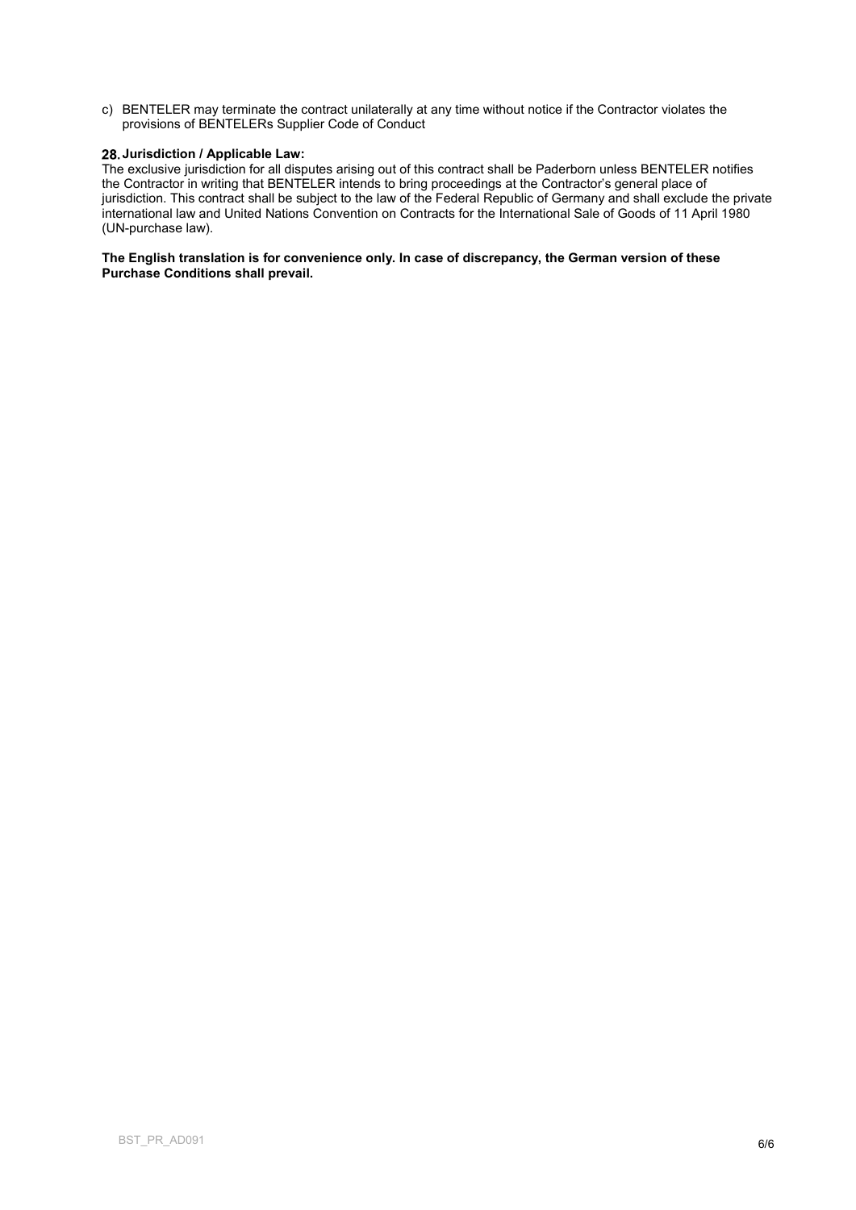c) BENTELER may terminate the contract unilaterally at any time without notice if the Contractor violates the provisions of BENTELERs Supplier Code of Conduct

## 28. Jurisdiction / Applicable Law:

The exclusive jurisdiction for all disputes arising out of this contract shall be Paderborn unless BENTELER notifies the Contractor in writing that BENTELER intends to bring proceedings at the Contractor's general place of jurisdiction. This contract shall be subject to the law of the Federal Republic of Germany and shall exclude the private international law and United Nations Convention on Contracts for the International Sale of Goods of 11 April 1980 (UN-purchase law).

**The English translation is for convenience only. In case of discrepancy, the German version of these Purchase Conditions shall prevail.**